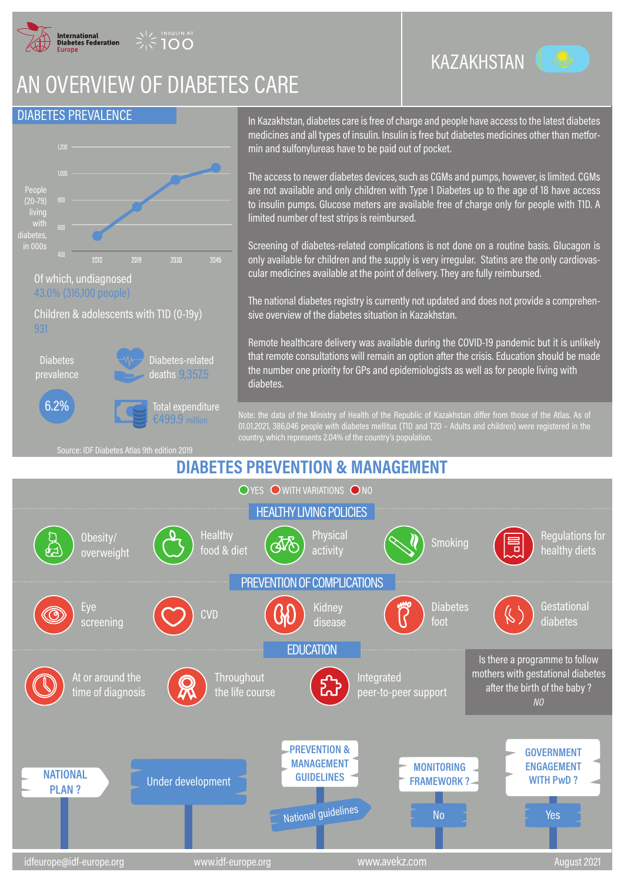International Diabetes Federation Europe

INSULIN AT 100

# AN OVERVIEW OF DIABETES CARE

## KAZAKHSTAN

## DIABETES PREVALENCE

People (20-79) living with diabetes, in 000s

| Year | 2010 | 2019 | 2030 | 2045 |
|---|---|---|---|---|

Of which, undiagnosed
43.0% (316,100 people)

Children & adolescents with T1D (0-19y)
931

Diabetes prevalence
6.2%

Diabetes-related deaths 9,357.5

Total expenditure
€499.9 million

Source: IDF Diabetes Atlas 9th edition 2019

In Kazakhstan, diabetes care is free of charge and people have access to the latest diabetes medicines and all types of insulin. Insulin is free but diabetes medicines other than metformin and sulfonylureas have to be paid out of pocket.

The access to newer diabetes devices, such as CGMs and pumps, however, is limited. CGMs are not available and only children with Type 1 Diabetes up to the age of 18 have access to insulin pumps. Glucose meters are available free of charge only for people with T1D. A limited number of test strips is reimbursed.

Screening of diabetes-related complications is not done on a routine basis. Glucagon is only available for children and the supply is very irregular. Statins are the only cardiovascular medicines available at the point of delivery. They are fully reimbursed.

The national diabetes registry is currently not updated and does not provide a comprehensive overview of the diabetes situation in Kazakhstan.

Remote healthcare delivery was available during the COVID-19 pandemic but it is unlikely that remote consultations will remain an option after the crisis. Education should be made the number one priority for GPs and epidemiologists as well as for people living with diabetes.

Note: the data of the Ministry of Health of the Republic of Kazakhstan differ from those of the Atlas. As of 01.01.2021, 386,046 people with diabetes mellitus (T1D and T2D – Adults and children) were registered in the country, which represents 2.04% of the country's population.

## DIABETES PREVENTION & MANAGEMENT

YES / WITH VARIATIONS / NO

### HEALTHY LIVING POLICIES

- Obesity/ overweight — Yes
- Healthy food & diet — Yes
- Physical activity — Yes
- Smoking — Yes
- Regulations for healthy diets — No

### PREVENTION OF COMPLICATIONS

- Eye screening — With variations
- CVD — With variations
- Kidney disease — With variations
- Diabetes foot — With variations
- Gestational diabetes — With variations

### EDUCATION

- At or around the time of diagnosis — With variations
- Throughout the life course — With variations
- Integrated peer-to-peer support — No

Is there a programme to follow mothers with gestational diabetes after the birth of the baby ?
*NO*

- **NATIONAL PLAN ?** Under development
- **PREVENTION & MANAGEMENT GUIDELINES** National guidelines
- **MONITORING FRAMEWORK ?** No
- **GOVERNMENT ENGAGEMENT WITH PwD ?** Yes

idfeurope@idf-europe.org | www.idf-europe.org | www.avekz.com | August 2021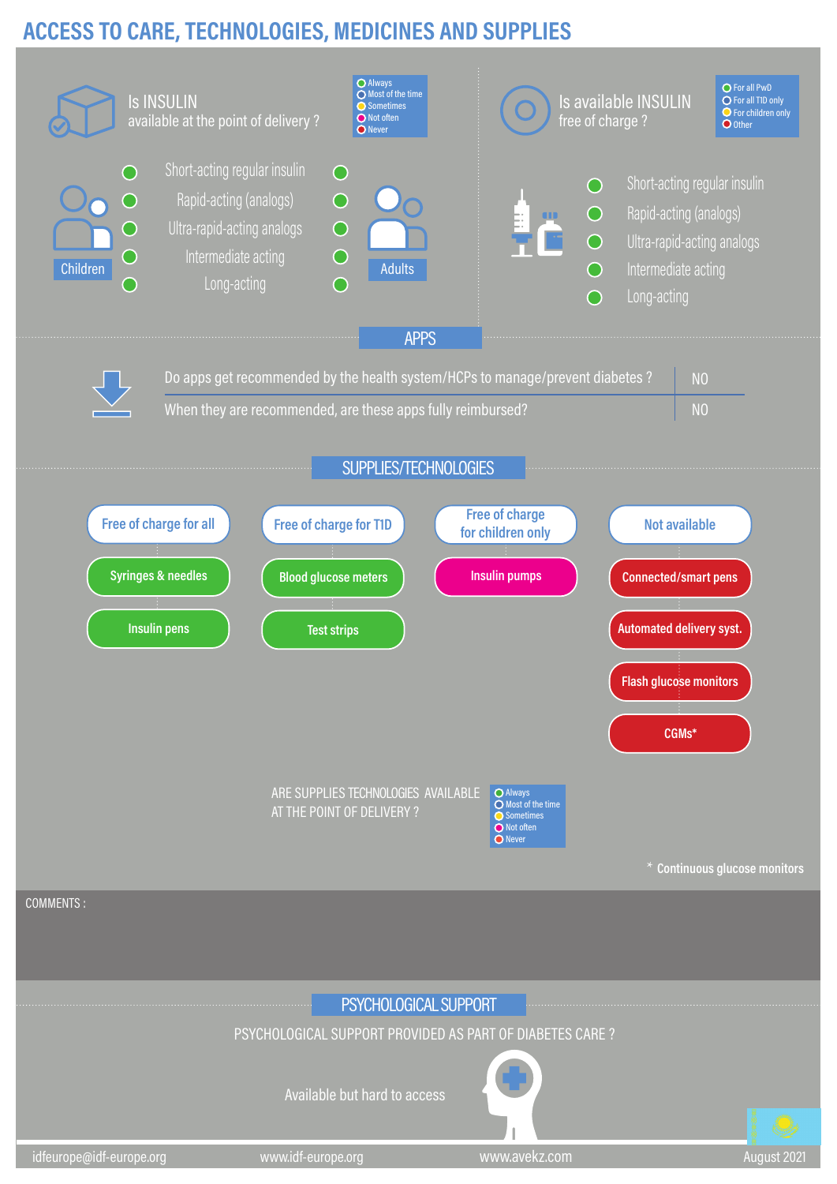# ACCESS TO CARE, TECHNOLOGIES, MEDICINES AND SUPPLIES

## Is INSULIN available at the point of delivery ?

Legend: Always (green) / Most of the time / Sometimes / Not often / Never

| Children | Insulin type | Adults |
|---|---|---|
| Always | Short-acting regular insulin | Always |
| Always | Rapid-acting (analogs) | Always |
| Always | Ultra-rapid-acting analogs | Always |
| Always | Intermediate acting | Always |
| Always | Long-acting | Always |

## Is available INSULIN free of charge ?

Legend: For all PwD (green) / For all T1D only / For children only / Other

| Insulin type | Free of charge |
|---|---|
| Short-acting regular insulin | For all PwD |
| Rapid-acting (analogs) | For all PwD |
| Ultra-rapid-acting analogs | For all PwD |
| Intermediate acting | For all PwD |
| Long-acting | For all PwD |

## APPS

| Question | Answer |
|---|---|
| Do apps get recommended by the health system/HCPs to manage/prevent diabetes ? | NO |
| When they are recommended, are these apps fully reimbursed? | NO |

## SUPPLIES/TECHNOLOGIES

| Free of charge for all | Free of charge for T1D | Free of charge for children only | Not available |
|---|---|---|---|
| Syringes & needles | Blood glucose meters | Insulin pumps | Connected/smart pens |
| Insulin pens | Test strips | | Automated delivery syst. |
| | | | Flash glucose monitors |
| | | | CGMs* |

ARE SUPPLIES TECHNOLOGIES AVAILABLE AT THE POINT OF DELIVERY ?

Legend: Always (green) / Most of the time / Sometimes (yellow) / Not often (magenta) / Never (red)

Syringes & needles, Insulin pens, Blood glucose meters, Test strips: Always; Insulin pumps: Not often; Connected/smart pens, Automated delivery syst., Flash glucose monitors, CGMs: Never

\* Continuous glucose monitors

COMMENTS :

## PSYCHOLOGICAL SUPPORT

PSYCHOLOGICAL SUPPORT PROVIDED AS PART OF DIABETES CARE ?

Available but hard to access

idfeurope@idf-europe.org | www.idf-europe.org | www.avekz.com | August 2021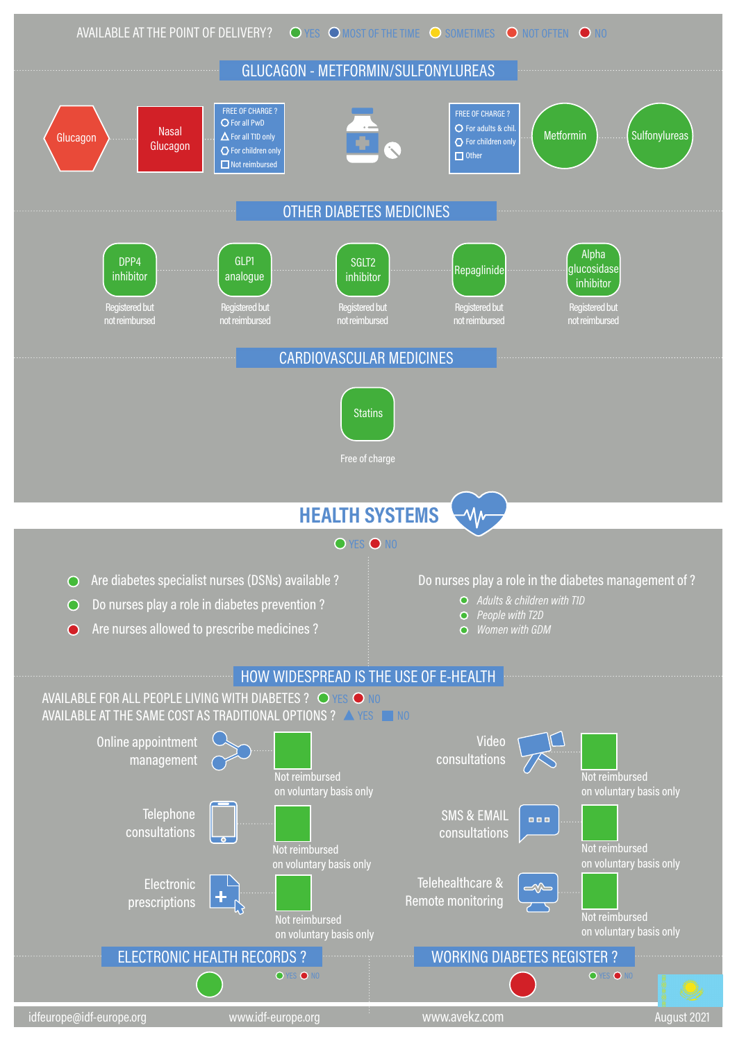AVAILABLE AT THE POINT OF DELIVERY? YES · MOST OF THE TIME · SOMETIMES · NOT OFTEN · NO

## GLUCAGON - METFORMIN/SULFONYLUREAS

Glucagon

Nasal Glucagon

FREE OF CHARGE ?
- For all PwD
- For all T1D only
- For children only
- Not reimbursed

FREE OF CHARGE ?
- For adults & chil.
- For children only
- Other

Metformin

Sulfonylureas

## OTHER DIABETES MEDICINES

DPP4 inhibitor — Registered but not reimbursed

GLP1 analogue — Registered but not reimbursed

SGLT2 inhibitor — Registered but not reimbursed

Repaglinide — Registered but not reimbursed

Alpha glucosidase inhibitor — Registered but not reimbursed

## CARDIOVASCULAR MEDICINES

Statins — Free of charge

# HEALTH SYSTEMS

YES · NO

- Are diabetes specialist nurses (DSNs) available ?
- Do nurses play a role in diabetes prevention ?
- Are nurses allowed to prescribe medicines ?

Do nurses play a role in the diabetes management of ?
- *Adults & children with T1D*
- *People with T2D*
- *Women with GDM*

## HOW WIDESPREAD IS THE USE OF E-HEALTH

AVAILABLE FOR ALL PEOPLE LIVING WITH DIABETES ? YES · NO

AVAILABLE AT THE SAME COST AS TRADITIONAL OPTIONS ? YES · NO

Online appointment management — Not reimbursed on voluntary basis only

Video consultations — Not reimbursed on voluntary basis only

Telephone consultations — Not reimbursed on voluntary basis only

SMS & EMAIL consultations — Not reimbursed on voluntary basis only

Electronic prescriptions — Not reimbursed on voluntary basis only

Telehealthcare & Remote monitoring — Not reimbursed on voluntary basis only

## ELECTRONIC HEALTH RECORDS ?

YES · NO

## WORKING DIABETES REGISTER ?

YES · NO

idfeurope@idf-europe.org · www.idf-europe.org · www.avekz.com · August 2021